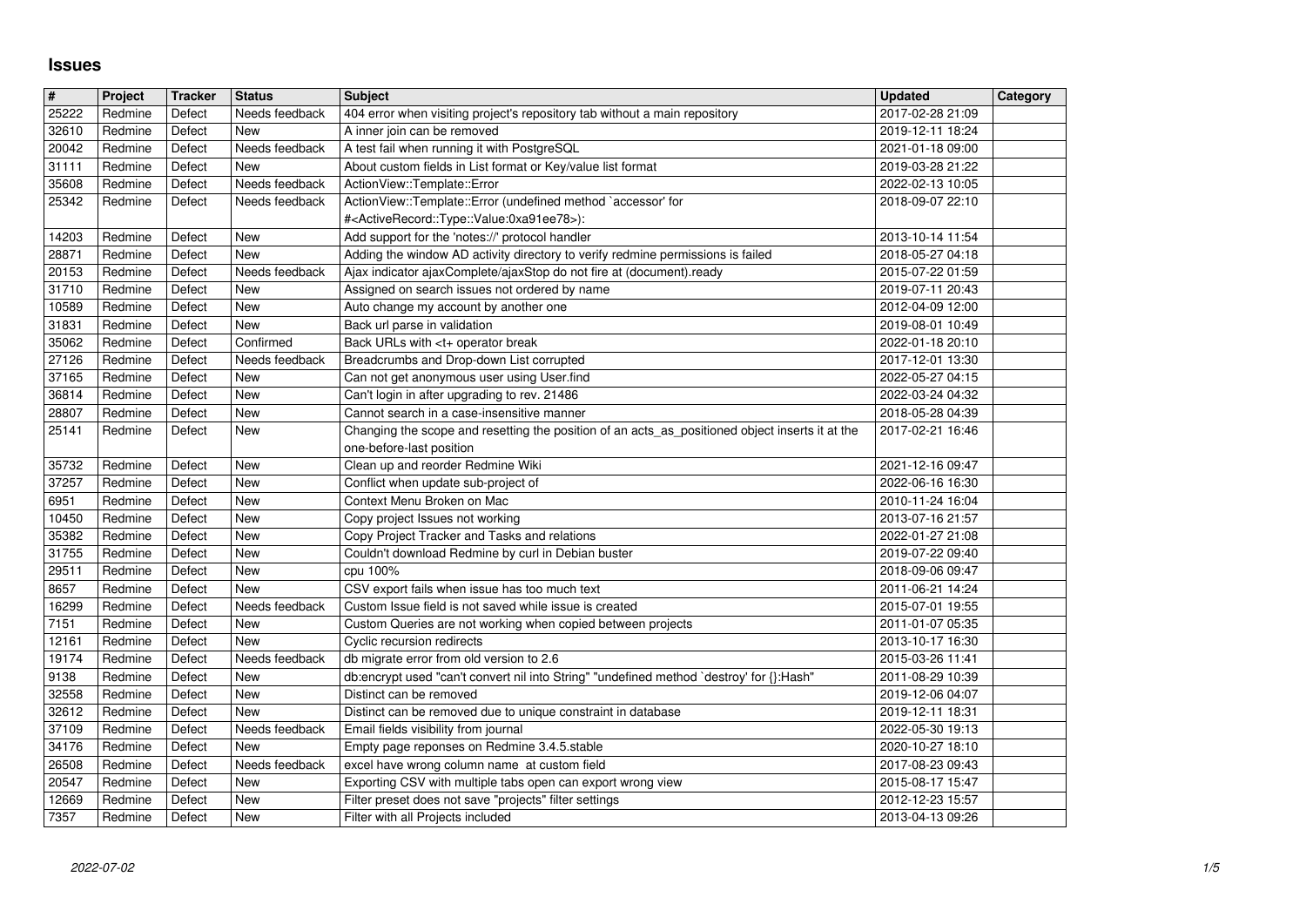# Issues

| # | Project | Tracker | Status | Subject | Updated | Category |
|---|---|---|---|---|---|---|
| 25222 | Redmine | Defect | Needs feedback | 404 error when visiting project's repository tab without a main repository | 2017-02-28 21:09 | |
| 32610 | Redmine | Defect | New | A inner join can be removed | 2019-12-11 18:24 | |
| 20042 | Redmine | Defect | Needs feedback | A test fail when running it with PostgreSQL | 2021-01-18 09:00 | |
| 31111 | Redmine | Defect | New | About custom fields in List format or Key/value list format | 2019-03-28 21:22 | |
| 35608 | Redmine | Defect | Needs feedback | ActionView::Template::Error | 2022-02-13 10:05 | |
| 25342 | Redmine | Defect | Needs feedback | ActionView::Template::Error (undefined method `accessor' for #<ActiveRecord::Type::Value:0xa91ee78>): | 2018-09-07 22:10 | |
| 14203 | Redmine | Defect | New | Add support for the 'notes://' protocol handler | 2013-10-14 11:54 | |
| 28871 | Redmine | Defect | New | Adding the window AD activity directory to verify redmine permissions is failed | 2018-05-27 04:18 | |
| 20153 | Redmine | Defect | Needs feedback | Ajax indicator ajaxComplete/ajaxStop do not fire at (document).ready | 2015-07-22 01:59 | |
| 31710 | Redmine | Defect | New | Assigned on search issues not ordered by name | 2019-07-11 20:43 | |
| 10589 | Redmine | Defect | New | Auto change my account by another one | 2012-04-09 12:00 | |
| 31831 | Redmine | Defect | New | Back url parse in validation | 2019-08-01 10:49 | |
| 35062 | Redmine | Defect | Confirmed | Back URLs with <t+ operator break | 2022-01-18 20:10 | |
| 27126 | Redmine | Defect | Needs feedback | Breadcrumbs and Drop-down List corrupted | 2017-12-01 13:30 | |
| 37165 | Redmine | Defect | New | Can not get anonymous user using User.find | 2022-05-27 04:15 | |
| 36814 | Redmine | Defect | New | Can't login in after upgrading to rev. 21486 | 2022-03-24 04:32 | |
| 28807 | Redmine | Defect | New | Cannot search in a case-insensitive manner | 2018-05-28 04:39 | |
| 25141 | Redmine | Defect | New | Changing the scope and resetting the position of an acts_as_positioned object inserts it at the one-before-last position | 2017-02-21 16:46 | |
| 35732 | Redmine | Defect | New | Clean up and reorder Redmine Wiki | 2021-12-16 09:47 | |
| 37257 | Redmine | Defect | New | Conflict when update sub-project of | 2022-06-16 16:30 | |
| 6951 | Redmine | Defect | New | Context Menu Broken on Mac | 2010-11-24 16:04 | |
| 10450 | Redmine | Defect | New | Copy project Issues not working | 2013-07-16 21:57 | |
| 35382 | Redmine | Defect | New | Copy Project Tracker and Tasks and relations | 2022-01-27 21:08 | |
| 31755 | Redmine | Defect | New | Couldn't download Redmine by curl in Debian buster | 2019-07-22 09:40 | |
| 29511 | Redmine | Defect | New | cpu 100% | 2018-09-06 09:47 | |
| 8657 | Redmine | Defect | New | CSV export fails when issue has too much text | 2011-06-21 14:24 | |
| 16299 | Redmine | Defect | Needs feedback | Custom Issue field is not saved while issue is created | 2015-07-01 19:55 | |
| 7151 | Redmine | Defect | New | Custom Queries are not working when copied between projects | 2011-01-07 05:35 | |
| 12161 | Redmine | Defect | New | Cyclic recursion redirects | 2013-10-17 16:30 | |
| 19174 | Redmine | Defect | Needs feedback | db migrate error from old version to 2.6 | 2015-03-26 11:41 | |
| 9138 | Redmine | Defect | New | db:encrypt used "can't convert nil into String" "undefined method `destroy' for {}:Hash" | 2011-08-29 10:39 | |
| 32558 | Redmine | Defect | New | Distinct can be removed | 2019-12-06 04:07 | |
| 32612 | Redmine | Defect | New | Distinct can be removed due to unique constraint in database | 2019-12-11 18:31 | |
| 37109 | Redmine | Defect | Needs feedback | Email fields visibility from journal | 2022-05-30 19:13 | |
| 34176 | Redmine | Defect | New | Empty page reponses on Redmine 3.4.5.stable | 2020-10-27 18:10 | |
| 26508 | Redmine | Defect | Needs feedback | excel have wrong column name at custom field | 2017-08-23 09:43 | |
| 20547 | Redmine | Defect | New | Exporting CSV with multiple tabs open can export wrong view | 2015-08-17 15:47 | |
| 12669 | Redmine | Defect | New | Filter preset does not save "projects" filter settings | 2012-12-23 15:57 | |
| 7357 | Redmine | Defect | New | Filter with all Projects included | 2013-04-13 09:26 | |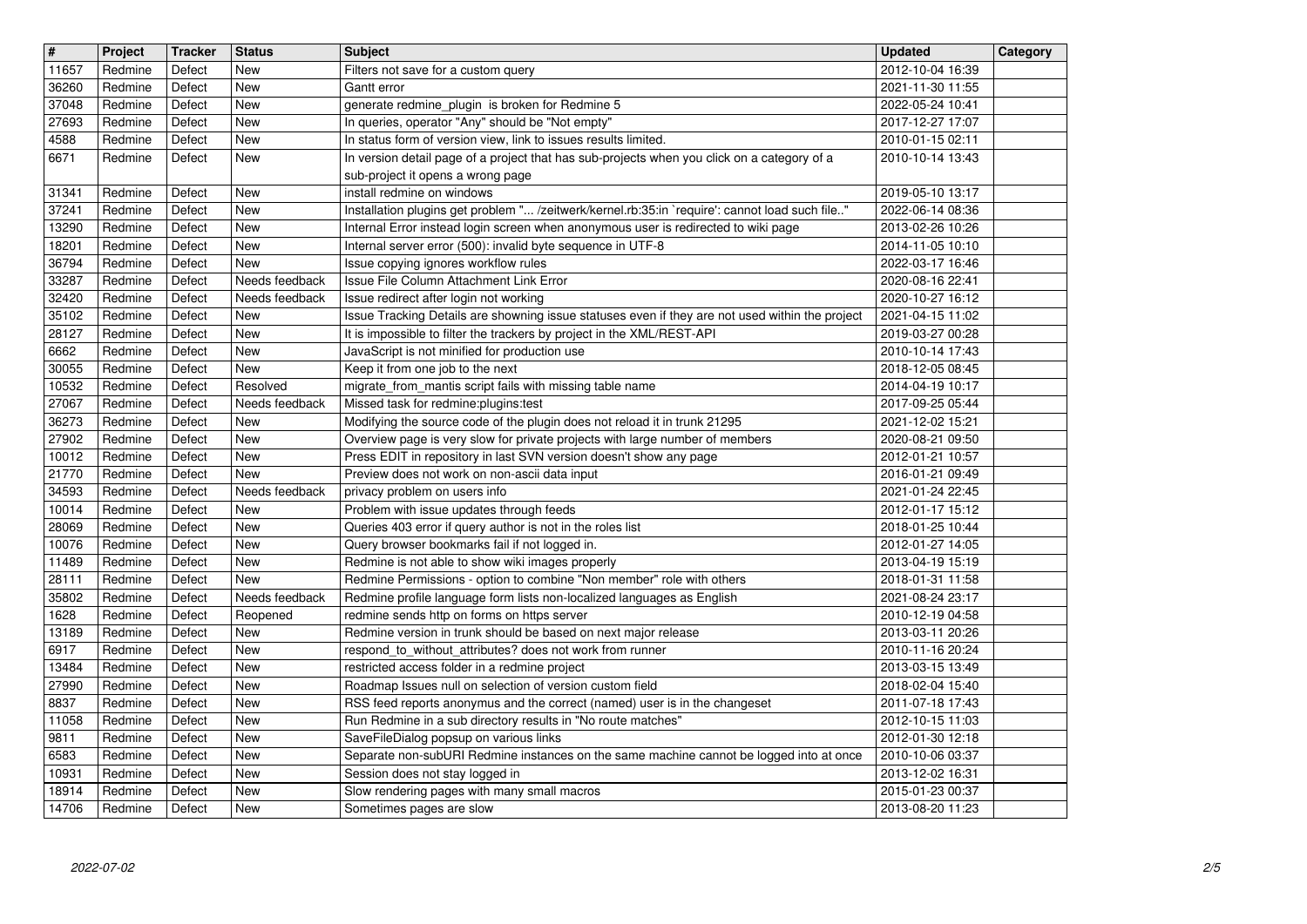| # | Project | Tracker | Status | Subject | Updated | Category |
|---|---|---|---|---|---|---|
| 11657 | Redmine | Defect | New | Filters not save for a custom query | 2012-10-04 16:39 | |
| 36260 | Redmine | Defect | New | Gantt error | 2021-11-30 11:55 | |
| 37048 | Redmine | Defect | New | generate redmine_plugin is broken for Redmine 5 | 2022-05-24 10:41 | |
| 27693 | Redmine | Defect | New | In queries, operator "Any" should be "Not empty" | 2017-12-27 17:07 | |
| 4588 | Redmine | Defect | New | In status form of version view, link to issues results limited. | 2010-01-15 02:11 | |
| 6671 | Redmine | Defect | New | In version detail page of a project that has sub-projects when you click on a category of a sub-project it opens a wrong page | 2010-10-14 13:43 | |
| 31341 | Redmine | Defect | New | install redmine on windows | 2019-05-10 13:17 | |
| 37241 | Redmine | Defect | New | Installation plugins get problem "... /zeitwerk/kernel.rb:35:in `require': cannot load such file.." | 2022-06-14 08:36 | |
| 13290 | Redmine | Defect | New | Internal Error instead login screen when anonymous user is redirected to wiki page | 2013-02-26 10:26 | |
| 18201 | Redmine | Defect | New | Internal server error (500): invalid byte sequence in UTF-8 | 2014-11-05 10:10 | |
| 36794 | Redmine | Defect | New | Issue copying ignores workflow rules | 2022-03-17 16:46 | |
| 33287 | Redmine | Defect | Needs feedback | Issue File Column Attachment Link Error | 2020-08-16 22:41 | |
| 32420 | Redmine | Defect | Needs feedback | Issue redirect after login not working | 2020-10-27 16:12 | |
| 35102 | Redmine | Defect | New | Issue Tracking Details are showning issue statuses even if they are not used within the project | 2021-04-15 11:02 | |
| 28127 | Redmine | Defect | New | It is impossible to filter the trackers by project in the XML/REST-API | 2019-03-27 00:28 | |
| 6662 | Redmine | Defect | New | JavaScript is not minified for production use | 2010-10-14 17:43 | |
| 30055 | Redmine | Defect | New | Keep it from one job to the next | 2018-12-05 08:45 | |
| 10532 | Redmine | Defect | Resolved | migrate_from_mantis script fails with missing table name | 2014-04-19 10:17 | |
| 27067 | Redmine | Defect | Needs feedback | Missed task for redmine:plugins:test | 2017-09-25 05:44 | |
| 36273 | Redmine | Defect | New | Modifying the source code of the plugin does not reload it in trunk 21295 | 2021-12-02 15:21 | |
| 27902 | Redmine | Defect | New | Overview page is very slow for private projects with large number of members | 2020-08-21 09:50 | |
| 10012 | Redmine | Defect | New | Press EDIT in repository in last SVN version doesn't show any page | 2012-01-21 10:57 | |
| 21770 | Redmine | Defect | New | Preview does not work on non-ascii data input | 2016-01-21 09:49 | |
| 34593 | Redmine | Defect | Needs feedback | privacy problem on users info | 2021-01-24 22:45 | |
| 10014 | Redmine | Defect | New | Problem with issue updates through feeds | 2012-01-17 15:12 | |
| 28069 | Redmine | Defect | New | Queries 403 error if query author is not in the roles list | 2018-01-25 10:44 | |
| 10076 | Redmine | Defect | New | Query browser bookmarks fail if not logged in. | 2012-01-27 14:05 | |
| 11489 | Redmine | Defect | New | Redmine is not able to show wiki images properly | 2013-04-19 15:19 | |
| 28111 | Redmine | Defect | New | Redmine Permissions - option to combine "Non member" role with others | 2018-01-31 11:58 | |
| 35802 | Redmine | Defect | Needs feedback | Redmine profile language form lists non-localized languages as English | 2021-08-24 23:17 | |
| 1628 | Redmine | Defect | Reopened | redmine sends http on forms on https server | 2010-12-19 04:58 | |
| 13189 | Redmine | Defect | New | Redmine version in trunk should be based on next major release | 2013-03-11 20:26 | |
| 6917 | Redmine | Defect | New | respond_to_without_attributes? does not work from runner | 2010-11-16 20:24 | |
| 13484 | Redmine | Defect | New | restricted access folder in a redmine project | 2013-03-15 13:49 | |
| 27990 | Redmine | Defect | New | Roadmap Issues null on selection of version custom field | 2018-02-04 15:40 | |
| 8837 | Redmine | Defect | New | RSS feed reports anonymus and the correct (named) user is in the changeset | 2011-07-18 17:43 | |
| 11058 | Redmine | Defect | New | Run Redmine in a sub directory results in "No route matches" | 2012-10-15 11:03 | |
| 9811 | Redmine | Defect | New | SaveFileDialog popsup on various links | 2012-01-30 12:18 | |
| 6583 | Redmine | Defect | New | Separate non-subURI Redmine instances on the same machine cannot be logged into at once | 2010-10-06 03:37 | |
| 10931 | Redmine | Defect | New | Session does not stay logged in | 2013-12-02 16:31 | |
| 18914 | Redmine | Defect | New | Slow rendering pages with many small macros | 2015-01-23 00:37 | |
| 14706 | Redmine | Defect | New | Sometimes pages are slow | 2013-08-20 11:23 | |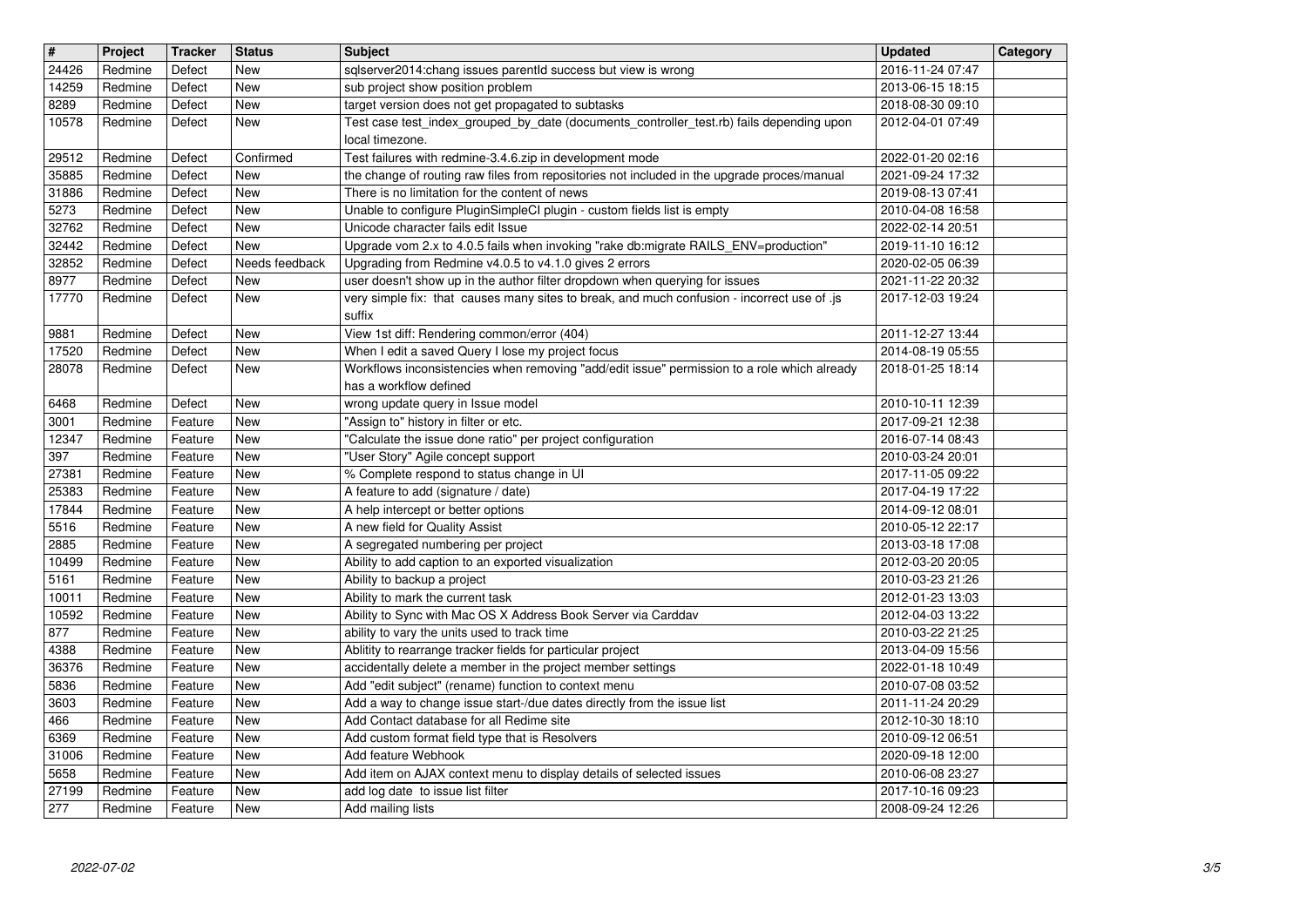| # | Project | Tracker | Status | Subject | Updated | Category |
|---|---|---|---|---|---|---|
| 24426 | Redmine | Defect | New | sqlserver2014:chang issues parentId success but view is wrong | 2016-11-24 07:47 | |
| 14259 | Redmine | Defect | New | sub project show position problem | 2013-06-15 18:15 | |
| 8289 | Redmine | Defect | New | target version does not get propagated to subtasks | 2018-08-30 09:10 | |
| 10578 | Redmine | Defect | New | Test case test_index_grouped_by_date (documents_controller_test.rb) fails depending upon local timezone. | 2012-04-01 07:49 | |
| 29512 | Redmine | Defect | Confirmed | Test failures with redmine-3.4.6.zip in development mode | 2022-01-20 02:16 | |
| 35885 | Redmine | Defect | New | the change of routing raw files from repositories not included in the upgrade proces/manual | 2021-09-24 17:32 | |
| 31886 | Redmine | Defect | New | There is no limitation for the content of news | 2019-08-13 07:41 | |
| 5273 | Redmine | Defect | New | Unable to configure PluginSimpleCI plugin - custom fields list is empty | 2010-04-08 16:58 | |
| 32762 | Redmine | Defect | New | Unicode character fails edit Issue | 2022-02-14 20:51 | |
| 32442 | Redmine | Defect | New | Upgrade vom 2.x to 4.0.5 fails when invoking "rake db:migrate RAILS_ENV=production" | 2019-11-10 16:12 | |
| 32852 | Redmine | Defect | Needs feedback | Upgrading from Redmine v4.0.5 to v4.1.0 gives 2 errors | 2020-02-05 06:39 | |
| 8977 | Redmine | Defect | New | user doesn't show up in the author filter dropdown when querying for issues | 2021-11-22 20:32 | |
| 17770 | Redmine | Defect | New | very simple fix: that causes many sites to break, and much confusion - incorrect use of .js suffix | 2017-12-03 19:24 | |
| 9881 | Redmine | Defect | New | View 1st diff: Rendering common/error (404) | 2011-12-27 13:44 | |
| 17520 | Redmine | Defect | New | When I edit a saved Query I lose my project focus | 2014-08-19 05:55 | |
| 28078 | Redmine | Defect | New | Workflows inconsistencies when removing "add/edit issue" permission to a role which already has a workflow defined | 2018-01-25 18:14 | |
| 6468 | Redmine | Defect | New | wrong update query in Issue model | 2010-10-11 12:39 | |
| 3001 | Redmine | Feature | New | "Assign to" history in filter or etc. | 2017-09-21 12:38 | |
| 12347 | Redmine | Feature | New | "Calculate the issue done ratio" per project configuration | 2016-07-14 08:43 | |
| 397 | Redmine | Feature | New | "User Story" Agile concept support | 2010-03-24 20:01 | |
| 27381 | Redmine | Feature | New | % Complete respond to status change in UI | 2017-11-05 09:22 | |
| 25383 | Redmine | Feature | New | A feature to add (signature / date) | 2017-04-19 17:22 | |
| 17844 | Redmine | Feature | New | A help intercept or better options | 2014-09-12 08:01 | |
| 5516 | Redmine | Feature | New | A new field for Quality Assist | 2010-05-12 22:17 | |
| 2885 | Redmine | Feature | New | A segregated numbering per project | 2013-03-18 17:08 | |
| 10499 | Redmine | Feature | New | Ability to add caption to an exported visualization | 2012-03-20 20:05 | |
| 5161 | Redmine | Feature | New | Ability to backup a project | 2010-03-23 21:26 | |
| 10011 | Redmine | Feature | New | Ability to mark the current task | 2012-01-23 13:03 | |
| 10592 | Redmine | Feature | New | Ability to Sync with Mac OS X Address Book Server via Carddav | 2012-04-03 13:22 | |
| 877 | Redmine | Feature | New | ability to vary the units used to track time | 2010-03-22 21:25 | |
| 4388 | Redmine | Feature | New | Ablitity to rearrange tracker fields for particular project | 2013-04-09 15:56 | |
| 36376 | Redmine | Feature | New | accidentally delete a member in the project member settings | 2022-01-18 10:49 | |
| 5836 | Redmine | Feature | New | Add "edit subject" (rename) function to context menu | 2010-07-08 03:52 | |
| 3603 | Redmine | Feature | New | Add a way to change issue start-/due dates directly from the issue list | 2011-11-24 20:29 | |
| 466 | Redmine | Feature | New | Add Contact database for all Redime site | 2012-10-30 18:10 | |
| 6369 | Redmine | Feature | New | Add custom format field type that is Resolvers | 2010-09-12 06:51 | |
| 31006 | Redmine | Feature | New | Add feature Webhook | 2020-09-18 12:00 | |
| 5658 | Redmine | Feature | New | Add item on AJAX context menu to display details of selected issues | 2010-06-08 23:27 | |
| 27199 | Redmine | Feature | New | add log date to issue list filter | 2017-10-16 09:23 | |
| 277 | Redmine | Feature | New | Add mailing lists | 2008-09-24 12:26 | |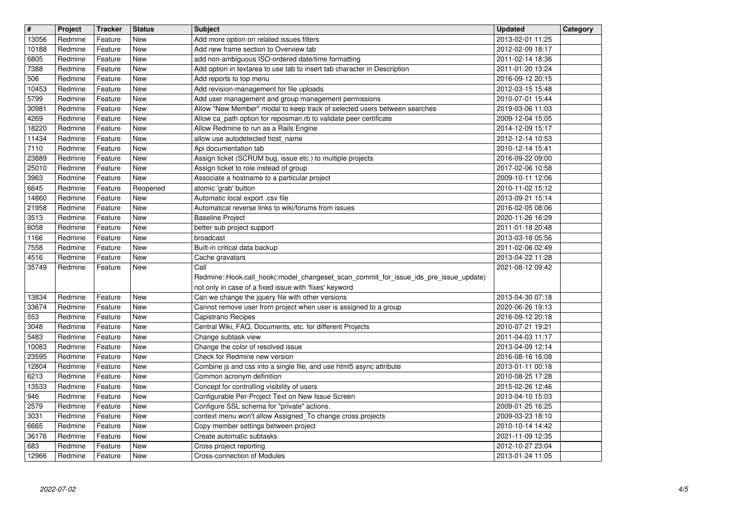| # | Project | Tracker | Status | Subject | Updated | Category |
|---|---|---|---|---|---|---|
| 13056 | Redmine | Feature | New | Add more option on related issues filters | 2013-02-01 11:25 | |
| 10188 | Redmine | Feature | New | Add new frame section to Overview tab | 2012-02-09 18:17 | |
| 6805 | Redmine | Feature | New | add non-ambiguous ISO-ordered date/time formatting | 2011-02-14 18:36 | |
| 7388 | Redmine | Feature | New | Add option in textarea to use tab to insert tab character in Description | 2011-01-20 13:24 | |
| 506 | Redmine | Feature | New | Add reports to top menu | 2016-09-12 20:15 | |
| 10453 | Redmine | Feature | New | Add revision-management for file uploads | 2012-03-15 15:48 | |
| 5799 | Redmine | Feature | New | Add user management and group management permissions | 2010-07-01 15:44 | |
| 30981 | Redmine | Feature | New | Allow "New Member" modal to keep track of selected users between searches | 2019-03-06 11:03 | |
| 4269 | Redmine | Feature | New | Allow ca_path option for reposman.rb to validate peer certificate | 2009-12-04 15:05 | |
| 18220 | Redmine | Feature | New | Allow Redmine to run as a Rails Engine | 2014-12-09 15:17 | |
| 11434 | Redmine | Feature | New | allow use autodetected host_name | 2012-12-14 10:53 | |
| 7110 | Redmine | Feature | New | Api documentation tab | 2010-12-14 15:41 | |
| 23889 | Redmine | Feature | New | Assign ticket (SCRUM bug, issue etc.) to multiple projects | 2016-09-22 09:00 | |
| 25010 | Redmine | Feature | New | Assign ticket to role instead of group | 2017-02-06 10:58 | |
| 3963 | Redmine | Feature | New | Associate a hostname to a particular project | 2009-10-11 12:06 | |
| 6645 | Redmine | Feature | Reopened | atomic 'grab' button | 2010-11-02 15:12 | |
| 14860 | Redmine | Feature | New | Automatic local export .csv file | 2013-09-21 15:14 | |
| 21958 | Redmine | Feature | New | Automatical reverse links to wiki/forums from issues | 2016-02-05 08:06 | |
| 3513 | Redmine | Feature | New | Baseline Project | 2020-11-26 16:29 | |
| 6058 | Redmine | Feature | New | better sub project support | 2011-01-18 20:48 | |
| 1166 | Redmine | Feature | New | broadcast | 2013-03-18 05:56 | |
| 7558 | Redmine | Feature | New | Built-in critical data backup | 2011-02-06 02:49 | |
| 4516 | Redmine | Feature | New | Cache gravatars | 2013-04-22 11:28 | |
| 35749 | Redmine | Feature | New | Call Redmine::Hook.call_hook(:model_changeset_scan_commit_for_issue_ids_pre_issue_update) not only in case of a fixed issue with 'fixes' keyword | 2021-08-12 09:42 | |
| 13834 | Redmine | Feature | New | Can we change the jquery file with other versions | 2013-04-30 07:18 | |
| 33674 | Redmine | Feature | New | Cannot remove user from project when user is assigned to a group | 2020-06-26 19:13 | |
| 553 | Redmine | Feature | New | Capistrano Recipes | 2016-09-12 20:18 | |
| 3048 | Redmine | Feature | New | Central Wiki, FAQ, Documents, etc. for different Projects | 2010-07-21 19:21 | |
| 5483 | Redmine | Feature | New | Change subtask view | 2011-04-03 11:17 | |
| 10083 | Redmine | Feature | New | Change the color of resolved issue | 2013-04-09 12:14 | |
| 23595 | Redmine | Feature | New | Check for Redmine new version | 2016-08-16 16:08 | |
| 12804 | Redmine | Feature | New | Combine js and css into a single file, and use html5 async attribute | 2013-01-11 00:18 | |
| 6213 | Redmine | Feature | New | Common acronym definition | 2010-08-25 17:28 | |
| 13533 | Redmine | Feature | New | Concept for controlling visibility of users | 2015-02-26 12:46 | |
| 946 | Redmine | Feature | New | Configurable Per-Project Text on New Issue Screen | 2013-04-10 15:03 | |
| 2579 | Redmine | Feature | New | Configure SSL schema for "private" actions. | 2009-01-25 16:25 | |
| 3031 | Redmine | Feature | New | context menu won't allow Assigned_To change cross projects | 2009-03-23 18:10 | |
| 6665 | Redmine | Feature | New | Copy member settings between project | 2010-10-14 14:42 | |
| 36176 | Redmine | Feature | New | Create automatic subtasks | 2021-11-09 12:35 | |
| 683 | Redmine | Feature | New | Cross project reporting | 2012-10-27 23:04 | |
| 12966 | Redmine | Feature | New | Cross-connection of Modules | 2013-01-24 11:05 | |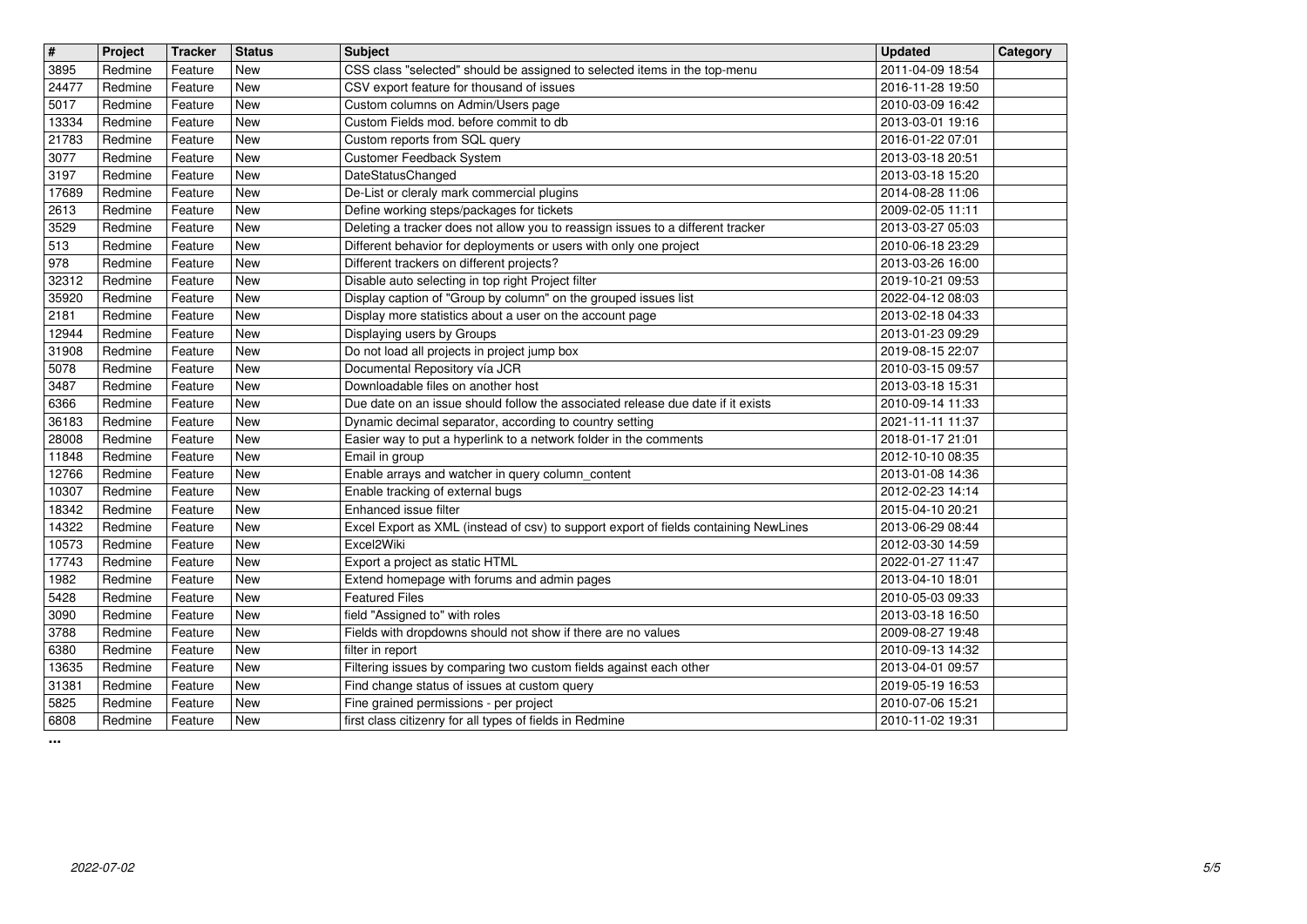| # | Project | Tracker | Status | Subject | Updated | Category |
|---|---|---|---|---|---|---|
| 3895 | Redmine | Feature | New | CSS class "selected" should be assigned to selected items in the top-menu | 2011-04-09 18:54 | |
| 24477 | Redmine | Feature | New | CSV export feature for thousand of issues | 2016-11-28 19:50 | |
| 5017 | Redmine | Feature | New | Custom columns on Admin/Users page | 2010-03-09 16:42 | |
| 13334 | Redmine | Feature | New | Custom Fields mod. before commit to db | 2013-03-01 19:16 | |
| 21783 | Redmine | Feature | New | Custom reports from SQL query | 2016-01-22 07:01 | |
| 3077 | Redmine | Feature | New | Customer Feedback System | 2013-03-18 20:51 | |
| 3197 | Redmine | Feature | New | DateStatusChanged | 2013-03-18 15:20 | |
| 17689 | Redmine | Feature | New | De-List or cleraly mark commercial plugins | 2014-08-28 11:06 | |
| 2613 | Redmine | Feature | New | Define working steps/packages for tickets | 2009-02-05 11:11 | |
| 3529 | Redmine | Feature | New | Deleting a tracker does not allow you to reassign issues to a different tracker | 2013-03-27 05:03 | |
| 513 | Redmine | Feature | New | Different behavior for deployments or users with only one project | 2010-06-18 23:29 | |
| 978 | Redmine | Feature | New | Different trackers on different projects? | 2013-03-26 16:00 | |
| 32312 | Redmine | Feature | New | Disable auto selecting in top right Project filter | 2019-10-21 09:53 | |
| 35920 | Redmine | Feature | New | Display caption of "Group by column" on the grouped issues list | 2022-04-12 08:03 | |
| 2181 | Redmine | Feature | New | Display more statistics about a user on the account page | 2013-02-18 04:33 | |
| 12944 | Redmine | Feature | New | Displaying users by Groups | 2013-01-23 09:29 | |
| 31908 | Redmine | Feature | New | Do not load all projects in project jump box | 2019-08-15 22:07 | |
| 5078 | Redmine | Feature | New | Documental Repository vía JCR | 2010-03-15 09:57 | |
| 3487 | Redmine | Feature | New | Downloadable files on another host | 2013-03-18 15:31 | |
| 6366 | Redmine | Feature | New | Due date on an issue should follow the associated release due date if it exists | 2010-09-14 11:33 | |
| 36183 | Redmine | Feature | New | Dynamic decimal separator, according to country setting | 2021-11-11 11:37 | |
| 28008 | Redmine | Feature | New | Easier way to put a hyperlink to a network folder in the comments | 2018-01-17 21:01 | |
| 11848 | Redmine | Feature | New | Email in group | 2012-10-10 08:35 | |
| 12766 | Redmine | Feature | New | Enable arrays and watcher in query column_content | 2013-01-08 14:36 | |
| 10307 | Redmine | Feature | New | Enable tracking of external bugs | 2012-02-23 14:14 | |
| 18342 | Redmine | Feature | New | Enhanced issue filter | 2015-04-10 20:21 | |
| 14322 | Redmine | Feature | New | Excel Export as XML (instead of csv) to support export of fields containing NewLines | 2013-06-29 08:44 | |
| 10573 | Redmine | Feature | New | Excel2Wiki | 2012-03-30 14:59 | |
| 17743 | Redmine | Feature | New | Export a project as static HTML | 2022-01-27 11:47 | |
| 1982 | Redmine | Feature | New | Extend homepage with forums and admin pages | 2013-04-10 18:01 | |
| 5428 | Redmine | Feature | New | Featured Files | 2010-05-03 09:33 | |
| 3090 | Redmine | Feature | New | field "Assigned to" with roles | 2013-03-18 16:50 | |
| 3788 | Redmine | Feature | New | Fields with dropdowns should not show if there are no values | 2009-08-27 19:48 | |
| 6380 | Redmine | Feature | New | filter in report | 2010-09-13 14:32 | |
| 13635 | Redmine | Feature | New | Filtering issues by comparing two custom fields against each other | 2013-04-01 09:57 | |
| 31381 | Redmine | Feature | New | Find change status of issues at custom query | 2019-05-19 16:53 | |
| 5825 | Redmine | Feature | New | Fine grained permissions - per project | 2010-07-06 15:21 | |
| 6808 | Redmine | Feature | New | first class citizenry for all types of fields in Redmine | 2010-11-02 19:31 | |

...